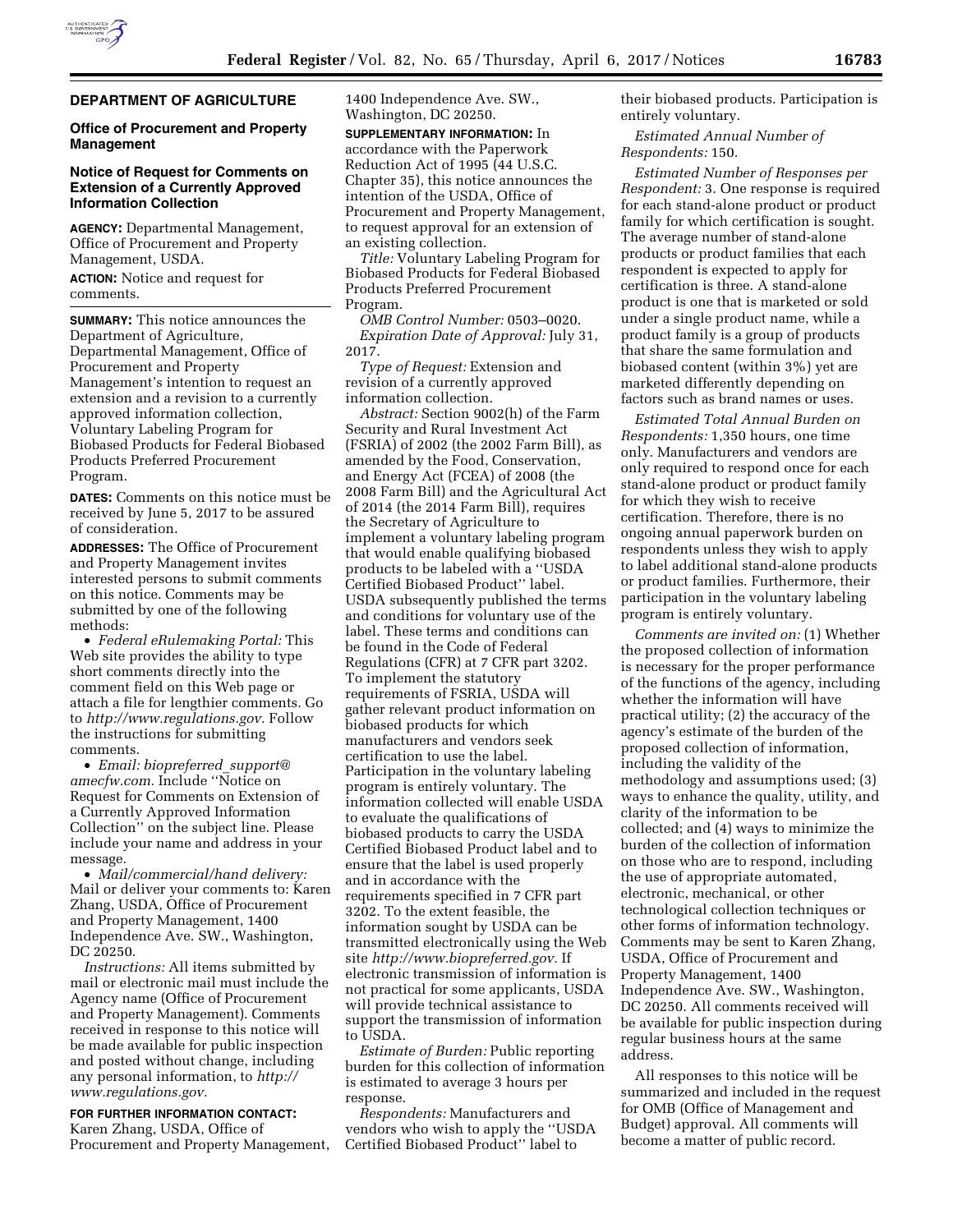## DEPARTMENT OF AGRICULTURE

### Office of Procurement and Property Management

### Notice of Request for Comments on Extension of a Currently Approved Information Collection

**AGENCY:** Departmental Management, Office of Procurement and Property Management, USDA.

**ACTION:** Notice and request for comments.

**SUMMARY:** This notice announces the Department of Agriculture, Departmental Management, Office of Procurement and Property Management's intention to request an extension and a revision to a currently approved information collection, Voluntary Labeling Program for Biobased Products for Federal Biobased Products Preferred Procurement Program.

**DATES:** Comments on this notice must be received by June 5, 2017 to be assured of consideration.

**ADDRESSES:** The Office of Procurement and Property Management invites interested persons to submit comments on this notice. Comments may be submitted by one of the following methods:

- *Federal eRulemaking Portal:* This Web site provides the ability to type short comments directly into the comment field on this Web page or attach a file for lengthier comments. Go to *http://www.regulations.gov.* Follow the instructions for submitting comments.
- *Email: biopreferred_support@amecfw.com.* Include ''Notice on Request for Comments on Extension of a Currently Approved Information Collection'' on the subject line. Please include your name and address in your message.
- *Mail/commercial/hand delivery:* Mail or deliver your comments to: Karen Zhang, USDA, Office of Procurement and Property Management, 1400 Independence Ave. SW., Washington, DC 20250.

*Instructions:* All items submitted by mail or electronic mail must include the Agency name (Office of Procurement and Property Management). Comments received in response to this notice will be made available for public inspection and posted without change, including any personal information, to *http://www.regulations.gov.*

**FOR FURTHER INFORMATION CONTACT:** Karen Zhang, USDA, Office of Procurement and Property Management, 1400 Independence Ave. SW., Washington, DC 20250.

**SUPPLEMENTARY INFORMATION:** In accordance with the Paperwork Reduction Act of 1995 (44 U.S.C. Chapter 35), this notice announces the intention of the USDA, Office of Procurement and Property Management, to request approval for an extension of an existing collection.

*Title:* Voluntary Labeling Program for Biobased Products for Federal Biobased Products Preferred Procurement Program.

*OMB Control Number:* 0503–0020.

*Expiration Date of Approval:* July 31, 2017.

*Type of Request:* Extension and revision of a currently approved information collection.

*Abstract:* Section 9002(h) of the Farm Security and Rural Investment Act (FSRIA) of 2002 (the 2002 Farm Bill), as amended by the Food, Conservation, and Energy Act (FCEA) of 2008 (the 2008 Farm Bill) and the Agricultural Act of 2014 (the 2014 Farm Bill), requires the Secretary of Agriculture to implement a voluntary labeling program that would enable qualifying biobased products to be labeled with a ''USDA Certified Biobased Product'' label. USDA subsequently published the terms and conditions for voluntary use of the label. These terms and conditions can be found in the Code of Federal Regulations (CFR) at 7 CFR part 3202. To implement the statutory requirements of FSRIA, USDA will gather relevant product information on biobased products for which manufacturers and vendors seek certification to use the label. Participation in the voluntary labeling program is entirely voluntary. The information collected will enable USDA to evaluate the qualifications of biobased products to carry the USDA Certified Biobased Product label and to ensure that the label is used properly and in accordance with the requirements specified in 7 CFR part 3202. To the extent feasible, the information sought by USDA can be transmitted electronically using the Web site *http://www.biopreferred.gov.* If electronic transmission of information is not practical for some applicants, USDA will provide technical assistance to support the transmission of information to USDA.

*Estimate of Burden:* Public reporting burden for this collection of information is estimated to average 3 hours per response.

*Respondents:* Manufacturers and vendors who wish to apply the ''USDA Certified Biobased Product'' label to their biobased products. Participation is entirely voluntary.

*Estimated Annual Number of Respondents:* 150.

*Estimated Number of Responses per Respondent:* 3. One response is required for each stand-alone product or product family for which certification is sought. The average number of stand-alone products or product families that each respondent is expected to apply for certification is three. A stand-alone product is one that is marketed or sold under a single product name, while a product family is a group of products that share the same formulation and biobased content (within 3%) yet are marketed differently depending on factors such as brand names or uses.

*Estimated Total Annual Burden on Respondents:* 1,350 hours, one time only. Manufacturers and vendors are only required to respond once for each stand-alone product or product family for which they wish to receive certification. Therefore, there is no ongoing annual paperwork burden on respondents unless they wish to apply to label additional stand-alone products or product families. Furthermore, their participation in the voluntary labeling program is entirely voluntary.

*Comments are invited on:* (1) Whether the proposed collection of information is necessary for the proper performance of the functions of the agency, including whether the information will have practical utility; (2) the accuracy of the agency's estimate of the burden of the proposed collection of information, including the validity of the methodology and assumptions used; (3) ways to enhance the quality, utility, and clarity of the information to be collected; and (4) ways to minimize the burden of the collection of information on those who are to respond, including the use of appropriate automated, electronic, mechanical, or other technological collection techniques or other forms of information technology. Comments may be sent to Karen Zhang, USDA, Office of Procurement and Property Management, 1400 Independence Ave. SW., Washington, DC 20250. All comments received will be available for public inspection during regular business hours at the same address.

All responses to this notice will be summarized and included in the request for OMB (Office of Management and Budget) approval. All comments will become a matter of public record.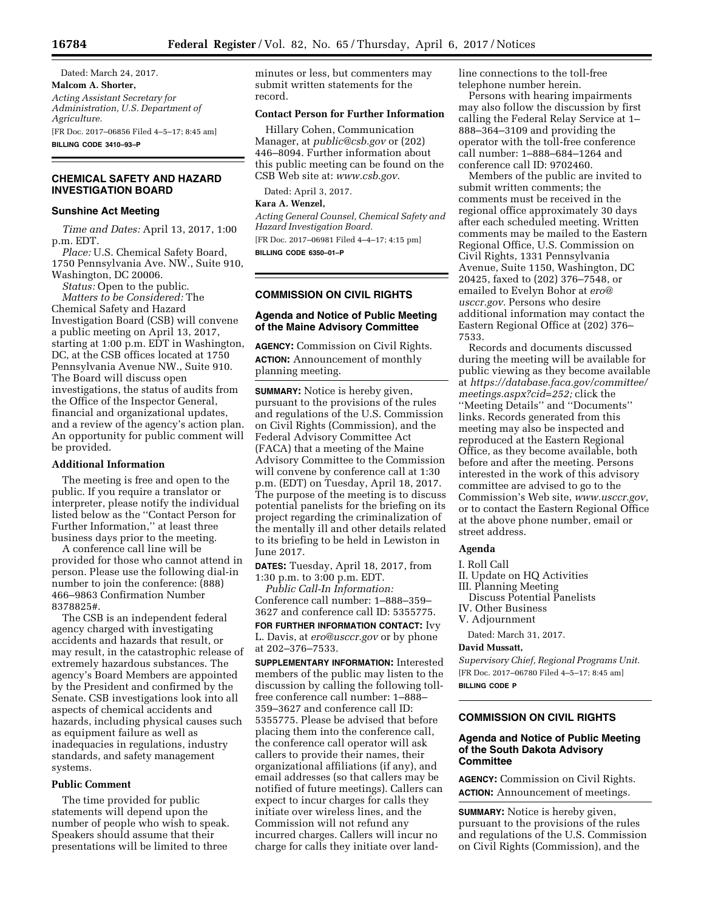Dated: March 24, 2017.

**Malcom A. Shorter,**

*Acting Assistant Secretary for Administration, U.S. Department of Agriculture.*

[FR Doc. 2017–06856 Filed 4–5–17; 8:45 am]

**BILLING CODE 3410–93–P**

## CHEMICAL SAFETY AND HAZARD INVESTIGATION BOARD

### Sunshine Act Meeting

*Time and Dates:* April 13, 2017, 1:00 p.m. EDT.

*Place:* U.S. Chemical Safety Board, 1750 Pennsylvania Ave. NW., Suite 910, Washington, DC 20006.

*Status:* Open to the public.

*Matters to be Considered:* The Chemical Safety and Hazard Investigation Board (CSB) will convene a public meeting on April 13, 2017, starting at 1:00 p.m. EDT in Washington, DC, at the CSB offices located at 1750 Pennsylvania Avenue NW., Suite 910. The Board will discuss open investigations, the status of audits from the Office of the Inspector General, financial and organizational updates, and a review of the agency's action plan. An opportunity for public comment will be provided.

### Additional Information

The meeting is free and open to the public. If you require a translator or interpreter, please notify the individual listed below as the ''Contact Person for Further Information,'' at least three business days prior to the meeting.

A conference call line will be provided for those who cannot attend in person. Please use the following dial-in number to join the conference: (888) 466–9863 Confirmation Number 8378825#.

The CSB is an independent federal agency charged with investigating accidents and hazards that result, or may result, in the catastrophic release of extremely hazardous substances. The agency's Board Members are appointed by the President and confirmed by the Senate. CSB investigations look into all aspects of chemical accidents and hazards, including physical causes such as equipment failure as well as inadequacies in regulations, industry standards, and safety management systems.

### Public Comment

The time provided for public statements will depend upon the number of people who wish to speak. Speakers should assume that their presentations will be limited to three minutes or less, but commenters may submit written statements for the record.

### Contact Person for Further Information

Hillary Cohen, Communication Manager, at *public@csb.gov* or (202) 446–8094. Further information about this public meeting can be found on the CSB Web site at: *www.csb.gov.*

Dated: April 3, 2017.

**Kara A. Wenzel,**

*Acting General Counsel, Chemical Safety and Hazard Investigation Board.*

[FR Doc. 2017–06981 Filed 4–4–17; 4:15 pm]

**BILLING CODE 6350–01–P**

## COMMISSION ON CIVIL RIGHTS

### Agenda and Notice of Public Meeting of the Maine Advisory Committee

**AGENCY:** Commission on Civil Rights.

**ACTION:** Announcement of monthly planning meeting.

**SUMMARY:** Notice is hereby given, pursuant to the provisions of the rules and regulations of the U.S. Commission on Civil Rights (Commission), and the Federal Advisory Committee Act (FACA) that a meeting of the Maine Advisory Committee to the Commission will convene by conference call at 1:30 p.m. (EDT) on Tuesday, April 18, 2017. The purpose of the meeting is to discuss potential panelists for the briefing on its project regarding the criminalization of the mentally ill and other details related to its briefing to be held in Lewiston in June 2017.

**DATES:** Tuesday, April 18, 2017, from 1:30 p.m. to 3:00 p.m. EDT.

*Public Call-In Information:* Conference call number: 1–888–359–3627 and conference call ID: 5355775.

**FOR FURTHER INFORMATION CONTACT:** Ivy L. Davis, at *ero@usccr.gov* or by phone at 202–376–7533.

**SUPPLEMENTARY INFORMATION:** Interested members of the public may listen to the discussion by calling the following toll-free conference call number: 1–888–359–3627 and conference call ID: 5355775. Please be advised that before placing them into the conference call, the conference call operator will ask callers to provide their names, their organizational affiliations (if any), and email addresses (so that callers may be notified of future meetings). Callers can expect to incur charges for calls they initiate over wireless lines, and the Commission will not refund any incurred charges. Callers will incur no charge for calls they initiate over land-line connections to the toll-free telephone number herein.

Persons with hearing impairments may also follow the discussion by first calling the Federal Relay Service at 1–888–364–3109 and providing the operator with the toll-free conference call number: 1–888–684–1264 and conference call ID: 9702460.

Members of the public are invited to submit written comments; the comments must be received in the regional office approximately 30 days after each scheduled meeting. Written comments may be mailed to the Eastern Regional Office, U.S. Commission on Civil Rights, 1331 Pennsylvania Avenue, Suite 1150, Washington, DC 20425, faxed to (202) 376–7548, or emailed to Evelyn Bohor at *ero@usccr.gov.* Persons who desire additional information may contact the Eastern Regional Office at (202) 376–7533.

Records and documents discussed during the meeting will be available for public viewing as they become available at *https://database.faca.gov/committee/meetings.aspx?cid=252;* click the ''Meeting Details'' and ''Documents'' links. Records generated from this meeting may also be inspected and reproduced at the Eastern Regional Office, as they become available, both before and after the meeting. Persons interested in the work of this advisory committee are advised to go to the Commission's Web site, *www.usccr.gov,* or to contact the Eastern Regional Office at the above phone number, email or street address.

### Agenda

I. Roll Call
II. Update on HQ Activities
III. Planning Meeting
    Discuss Potential Panelists
IV. Other Business
V. Adjournment

Dated: March 31, 2017.

**David Mussatt,**

*Supervisory Chief, Regional Programs Unit.*

[FR Doc. 2017–06780 Filed 4–5–17; 8:45 am]

**BILLING CODE P**

## COMMISSION ON CIVIL RIGHTS

### Agenda and Notice of Public Meeting of the South Dakota Advisory Committee

**AGENCY:** Commission on Civil Rights.

**ACTION:** Announcement of meetings.

**SUMMARY:** Notice is hereby given, pursuant to the provisions of the rules and regulations of the U.S. Commission on Civil Rights (Commission), and the